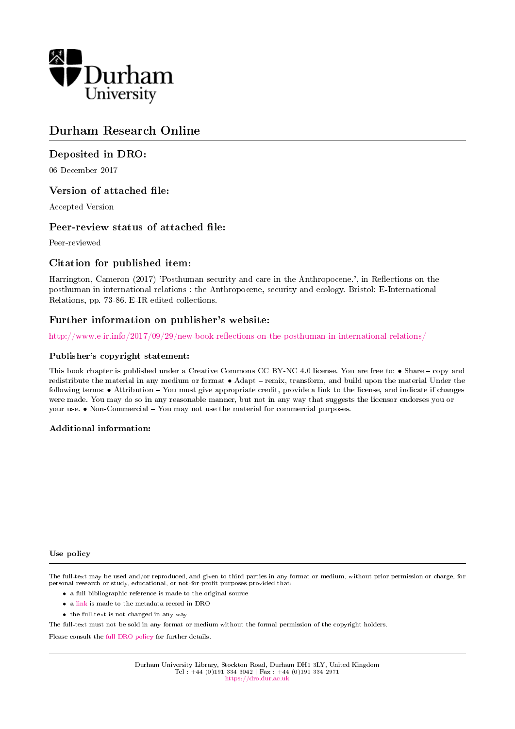Durham University

# Durham Research Online

## Deposited in DRO:

06 December 2017

## Version of attached file:

Accepted Version

## Peer-review status of attached file:

Peer-reviewed

## Citation for published item:

Harrington, Cameron (2017) 'Posthuman security and care in the Anthropocene.', in Reflections on the posthuman in international relations : the Anthropocene, security and ecology. Bristol: E-International Relations, pp. 73-86. E-IR edited collections.

## Further information on publisher's website:

http://www.e-ir.info/2017/09/29/new-book-reflections-on-the-posthuman-in-international-relations/

### Publisher's copyright statement:

This book chapter is published under a Creative Commons CC BY-NC 4.0 license. You are free to: • Share – copy and redistribute the material in any medium or format • Adapt – remix, transform, and build upon the material Under the following terms: • Attribution – You must give appropriate credit, provide a link to the license, and indicate if changes were made. You may do so in any reasonable manner, but not in any way that suggests the licensor endorses you or your use. • Non-Commercial – You may not use the material for commercial purposes.

### Additional information:

### Use policy

The full-text may be used and/or reproduced, and given to third parties in any format or medium, without prior permission or charge, for personal research or study, educational, or not-for-profit purposes provided that:

- a full bibliographic reference is made to the original source
- a link is made to the metadata record in DRO
- the full-text is not changed in any way

The full-text must not be sold in any format or medium without the formal permission of the copyright holders.

Please consult the full DRO policy for further details.

Durham University Library, Stockton Road, Durham DH1 3LY, United Kingdom
Tel : +44 (0)191 334 3042 | Fax : +44 (0)191 334 2971
https://dro.dur.ac.uk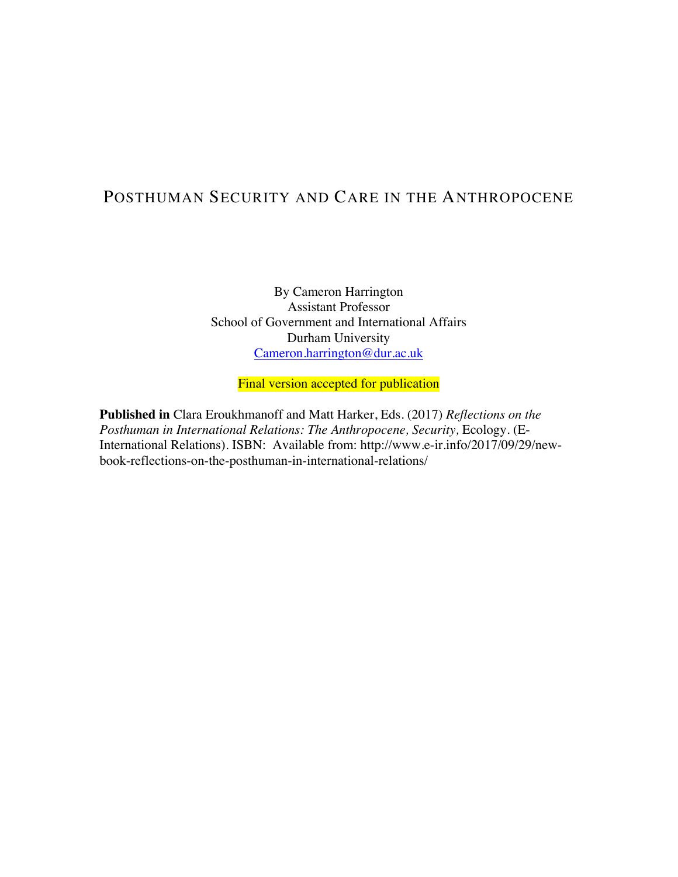# POSTHUMAN SECURITY AND CARE IN THE ANTHROPOCENE

By Cameron Harrington
Assistant Professor
School of Government and International Affairs
Durham University
Cameron.harrington@dur.ac.uk

Final version accepted for publication

**Published in** Clara Eroukhmanoff and Matt Harker, Eds. (2017) *Reflections on the Posthuman in International Relations: The Anthropocene, Security,* Ecology. (E-International Relations). ISBN: Available from: http://www.e-ir.info/2017/09/29/new-book-reflections-on-the-posthuman-in-international-relations/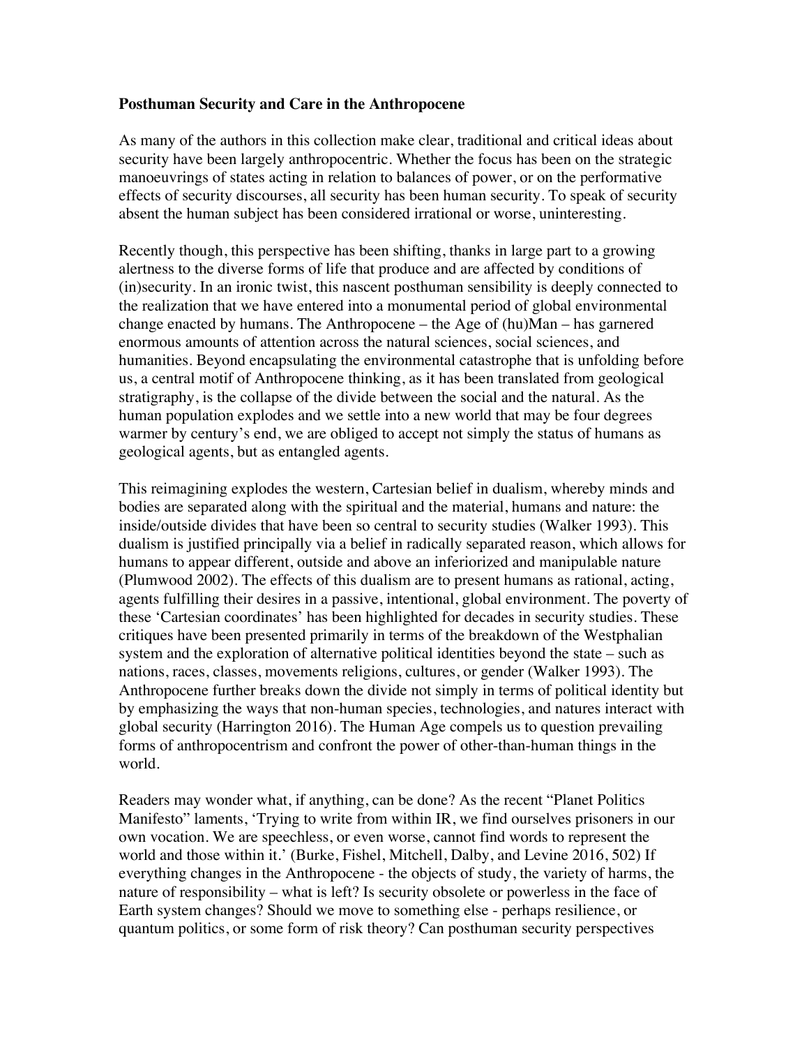**Posthuman Security and Care in the Anthropocene**

As many of the authors in this collection make clear, traditional and critical ideas about security have been largely anthropocentric. Whether the focus has been on the strategic manoeuvrings of states acting in relation to balances of power, or on the performative effects of security discourses, all security has been human security. To speak of security absent the human subject has been considered irrational or worse, uninteresting.

Recently though, this perspective has been shifting, thanks in large part to a growing alertness to the diverse forms of life that produce and are affected by conditions of (in)security. In an ironic twist, this nascent posthuman sensibility is deeply connected to the realization that we have entered into a monumental period of global environmental change enacted by humans. The Anthropocene – the Age of (hu)Man – has garnered enormous amounts of attention across the natural sciences, social sciences, and humanities. Beyond encapsulating the environmental catastrophe that is unfolding before us, a central motif of Anthropocene thinking, as it has been translated from geological stratigraphy, is the collapse of the divide between the social and the natural. As the human population explodes and we settle into a new world that may be four degrees warmer by century's end, we are obliged to accept not simply the status of humans as geological agents, but as entangled agents.

This reimagining explodes the western, Cartesian belief in dualism, whereby minds and bodies are separated along with the spiritual and the material, humans and nature: the inside/outside divides that have been so central to security studies (Walker 1993). This dualism is justified principally via a belief in radically separated reason, which allows for humans to appear different, outside and above an inferiorized and manipulable nature (Plumwood 2002). The effects of this dualism are to present humans as rational, acting, agents fulfilling their desires in a passive, intentional, global environment. The poverty of these 'Cartesian coordinates' has been highlighted for decades in security studies. These critiques have been presented primarily in terms of the breakdown of the Westphalian system and the exploration of alternative political identities beyond the state – such as nations, races, classes, movements religions, cultures, or gender (Walker 1993). The Anthropocene further breaks down the divide not simply in terms of political identity but by emphasizing the ways that non-human species, technologies, and natures interact with global security (Harrington 2016). The Human Age compels us to question prevailing forms of anthropocentrism and confront the power of other-than-human things in the world.

Readers may wonder what, if anything, can be done? As the recent "Planet Politics Manifesto" laments, 'Trying to write from within IR, we find ourselves prisoners in our own vocation. We are speechless, or even worse, cannot find words to represent the world and those within it.' (Burke, Fishel, Mitchell, Dalby, and Levine 2016, 502) If everything changes in the Anthropocene - the objects of study, the variety of harms, the nature of responsibility – what is left? Is security obsolete or powerless in the face of Earth system changes? Should we move to something else - perhaps resilience, or quantum politics, or some form of risk theory? Can posthuman security perspectives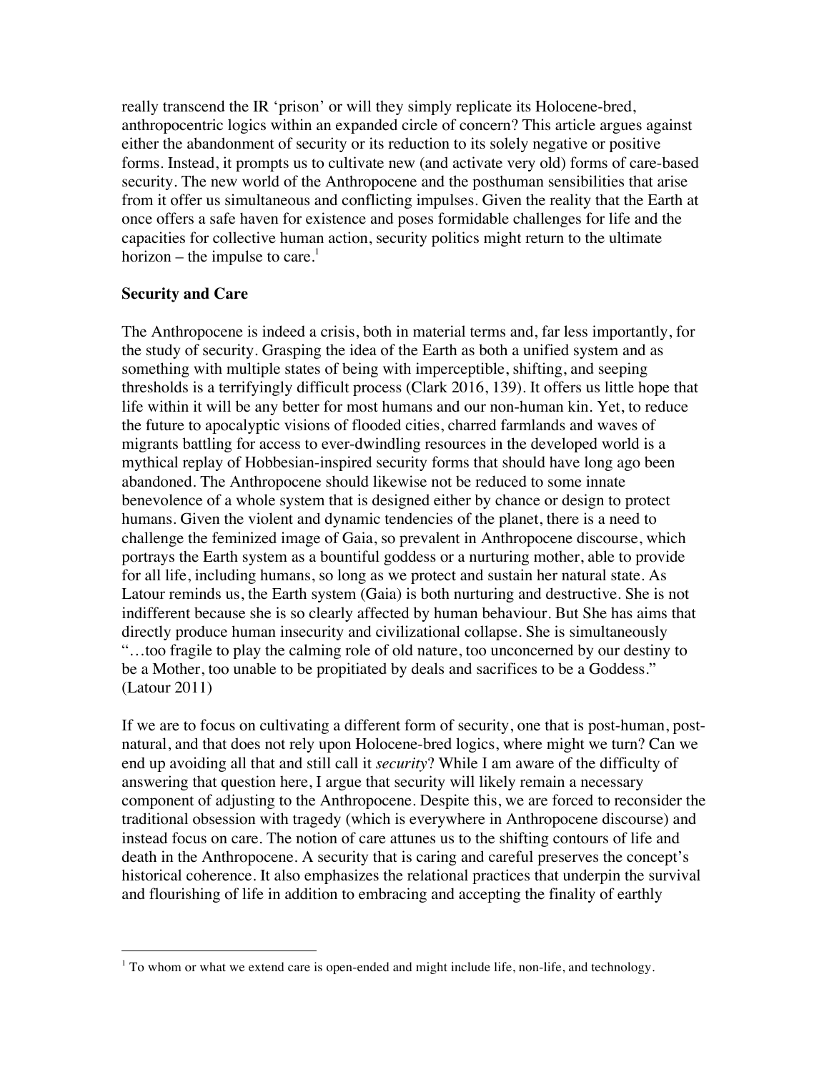really transcend the IR 'prison' or will they simply replicate its Holocene-bred, anthropocentric logics within an expanded circle of concern? This article argues against either the abandonment of security or its reduction to its solely negative or positive forms. Instead, it prompts us to cultivate new (and activate very old) forms of care-based security. The new world of the Anthropocene and the posthuman sensibilities that arise from it offer us simultaneous and conflicting impulses. Given the reality that the Earth at once offers a safe haven for existence and poses formidable challenges for life and the capacities for collective human action, security politics might return to the ultimate horizon – the impulse to care.[1]

## Security and Care

The Anthropocene is indeed a crisis, both in material terms and, far less importantly, for the study of security. Grasping the idea of the Earth as both a unified system and as something with multiple states of being with imperceptible, shifting, and seeping thresholds is a terrifyingly difficult process (Clark 2016, 139). It offers us little hope that life within it will be any better for most humans and our non-human kin. Yet, to reduce the future to apocalyptic visions of flooded cities, charred farmlands and waves of migrants battling for access to ever-dwindling resources in the developed world is a mythical replay of Hobbesian-inspired security forms that should have long ago been abandoned. The Anthropocene should likewise not be reduced to some innate benevolence of a whole system that is designed either by chance or design to protect humans. Given the violent and dynamic tendencies of the planet, there is a need to challenge the feminized image of Gaia, so prevalent in Anthropocene discourse, which portrays the Earth system as a bountiful goddess or a nurturing mother, able to provide for all life, including humans, so long as we protect and sustain her natural state. As Latour reminds us, the Earth system (Gaia) is both nurturing and destructive. She is not indifferent because she is so clearly affected by human behaviour. But She has aims that directly produce human insecurity and civilizational collapse. She is simultaneously "…too fragile to play the calming role of old nature, too unconcerned by our destiny to be a Mother, too unable to be propitiated by deals and sacrifices to be a Goddess." (Latour 2011)

If we are to focus on cultivating a different form of security, one that is post-human, post-natural, and that does not rely upon Holocene-bred logics, where might we turn? Can we end up avoiding all that and still call it *security*? While I am aware of the difficulty of answering that question here, I argue that security will likely remain a necessary component of adjusting to the Anthropocene. Despite this, we are forced to reconsider the traditional obsession with tragedy (which is everywhere in Anthropocene discourse) and instead focus on care. The notion of care attunes us to the shifting contours of life and death in the Anthropocene. A security that is caring and careful preserves the concept's historical coherence. It also emphasizes the relational practices that underpin the survival and flourishing of life in addition to embracing and accepting the finality of earthly

[1] To whom or what we extend care is open-ended and might include life, non-life, and technology.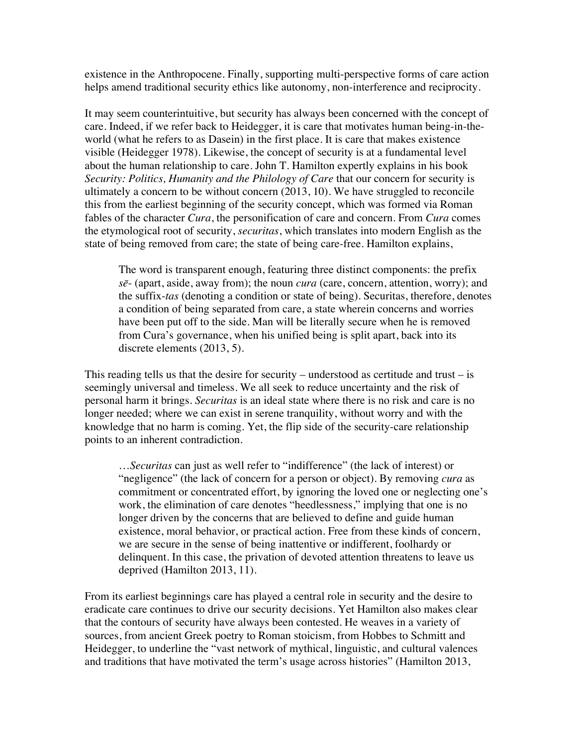existence in the Anthropocene. Finally, supporting multi-perspective forms of care action helps amend traditional security ethics like autonomy, non-interference and reciprocity.

It may seem counterintuitive, but security has always been concerned with the concept of care. Indeed, if we refer back to Heidegger, it is care that motivates human being-in-the-world (what he refers to as Dasein) in the first place. It is care that makes existence visible (Heidegger 1978). Likewise, the concept of security is at a fundamental level about the human relationship to care. John T. Hamilton expertly explains in his book *Security: Politics, Humanity and the Philology of Care* that our concern for security is ultimately a concern to be without concern (2013, 10). We have struggled to reconcile this from the earliest beginning of the security concept, which was formed via Roman fables of the character *Cura*, the personification of care and concern. From *Cura* comes the etymological root of security, *securitas*, which translates into modern English as the state of being removed from care; the state of being care-free. Hamilton explains,

> The word is transparent enough, featuring three distinct components: the prefix *sē-* (apart, aside, away from); the noun *cura* (care, concern, attention, worry); and the suffix-*tas* (denoting a condition or state of being). Securitas, therefore, denotes a condition of being separated from care, a state wherein concerns and worries have been put off to the side. Man will be literally secure when he is removed from Cura's governance, when his unified being is split apart, back into its discrete elements (2013, 5).

This reading tells us that the desire for security – understood as certitude and trust – is seemingly universal and timeless. We all seek to reduce uncertainty and the risk of personal harm it brings. *Securitas* is an ideal state where there is no risk and care is no longer needed; where we can exist in serene tranquility, without worry and with the knowledge that no harm is coming. Yet, the flip side of the security-care relationship points to an inherent contradiction.

> …*Securitas* can just as well refer to "indifference" (the lack of interest) or "negligence" (the lack of concern for a person or object). By removing *cura* as commitment or concentrated effort, by ignoring the loved one or neglecting one's work, the elimination of care denotes "heedlessness," implying that one is no longer driven by the concerns that are believed to define and guide human existence, moral behavior, or practical action. Free from these kinds of concern, we are secure in the sense of being inattentive or indifferent, foolhardy or delinquent. In this case, the privation of devoted attention threatens to leave us deprived (Hamilton 2013, 11).

From its earliest beginnings care has played a central role in security and the desire to eradicate care continues to drive our security decisions. Yet Hamilton also makes clear that the contours of security have always been contested. He weaves in a variety of sources, from ancient Greek poetry to Roman stoicism, from Hobbes to Schmitt and Heidegger, to underline the "vast network of mythical, linguistic, and cultural valences and traditions that have motivated the term's usage across histories" (Hamilton 2013,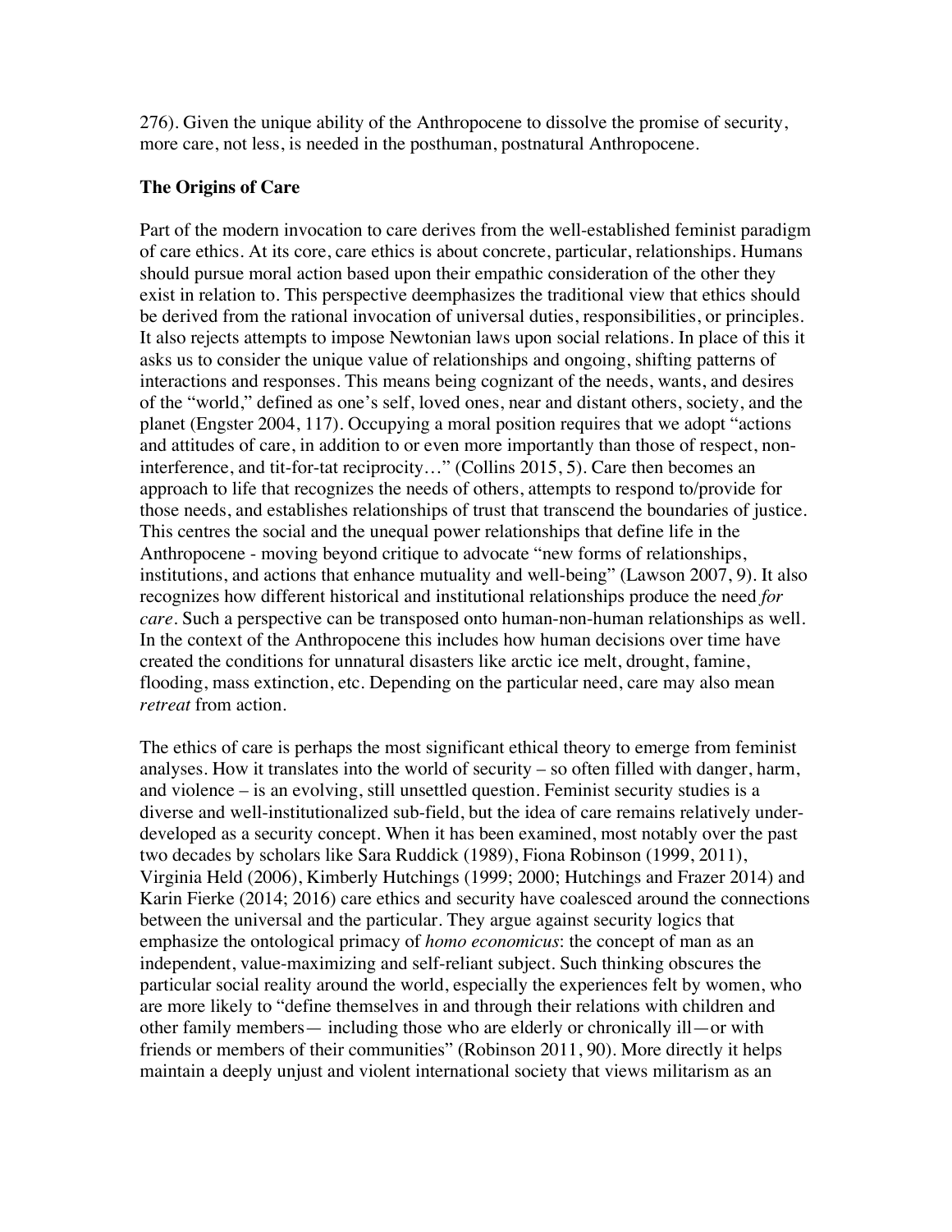276). Given the unique ability of the Anthropocene to dissolve the promise of security, more care, not less, is needed in the posthuman, postnatural Anthropocene.

## The Origins of Care

Part of the modern invocation to care derives from the well-established feminist paradigm of care ethics. At its core, care ethics is about concrete, particular, relationships. Humans should pursue moral action based upon their empathic consideration of the other they exist in relation to. This perspective deemphasizes the traditional view that ethics should be derived from the rational invocation of universal duties, responsibilities, or principles. It also rejects attempts to impose Newtonian laws upon social relations. In place of this it asks us to consider the unique value of relationships and ongoing, shifting patterns of interactions and responses. This means being cognizant of the needs, wants, and desires of the "world," defined as one's self, loved ones, near and distant others, society, and the planet (Engster 2004, 117). Occupying a moral position requires that we adopt "actions and attitudes of care, in addition to or even more importantly than those of respect, non-interference, and tit-for-tat reciprocity…" (Collins 2015, 5). Care then becomes an approach to life that recognizes the needs of others, attempts to respond to/provide for those needs, and establishes relationships of trust that transcend the boundaries of justice. This centres the social and the unequal power relationships that define life in the Anthropocene - moving beyond critique to advocate "new forms of relationships, institutions, and actions that enhance mutuality and well-being" (Lawson 2007, 9). It also recognizes how different historical and institutional relationships produce the need *for care*. Such a perspective can be transposed onto human-non-human relationships as well. In the context of the Anthropocene this includes how human decisions over time have created the conditions for unnatural disasters like arctic ice melt, drought, famine, flooding, mass extinction, etc. Depending on the particular need, care may also mean *retreat* from action.

The ethics of care is perhaps the most significant ethical theory to emerge from feminist analyses. How it translates into the world of security – so often filled with danger, harm, and violence – is an evolving, still unsettled question. Feminist security studies is a diverse and well-institutionalized sub-field, but the idea of care remains relatively under-developed as a security concept. When it has been examined, most notably over the past two decades by scholars like Sara Ruddick (1989), Fiona Robinson (1999, 2011), Virginia Held (2006), Kimberly Hutchings (1999; 2000; Hutchings and Frazer 2014) and Karin Fierke (2014; 2016) care ethics and security have coalesced around the connections between the universal and the particular. They argue against security logics that emphasize the ontological primacy of *homo economicus*: the concept of man as an independent, value-maximizing and self-reliant subject. Such thinking obscures the particular social reality around the world, especially the experiences felt by women, who are more likely to "define themselves in and through their relations with children and other family members— including those who are elderly or chronically ill—or with friends or members of their communities" (Robinson 2011, 90). More directly it helps maintain a deeply unjust and violent international society that views militarism as an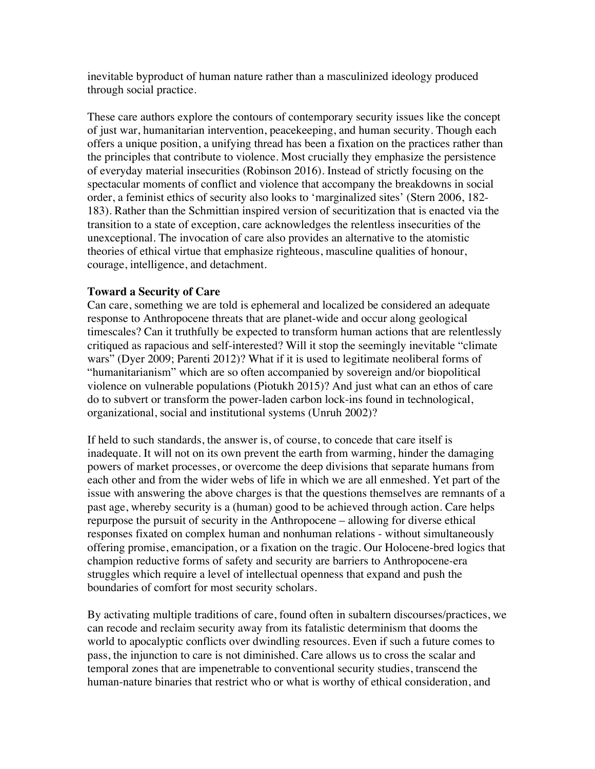inevitable byproduct of human nature rather than a masculinized ideology produced through social practice.

These care authors explore the contours of contemporary security issues like the concept of just war, humanitarian intervention, peacekeeping, and human security. Though each offers a unique position, a unifying thread has been a fixation on the practices rather than the principles that contribute to violence. Most crucially they emphasize the persistence of everyday material insecurities (Robinson 2016). Instead of strictly focusing on the spectacular moments of conflict and violence that accompany the breakdowns in social order, a feminist ethics of security also looks to 'marginalized sites' (Stern 2006, 182-183). Rather than the Schmittian inspired version of securitization that is enacted via the transition to a state of exception, care acknowledges the relentless insecurities of the unexceptional. The invocation of care also provides an alternative to the atomistic theories of ethical virtue that emphasize righteous, masculine qualities of honour, courage, intelligence, and detachment.

**Toward a Security of Care**

Can care, something we are told is ephemeral and localized be considered an adequate response to Anthropocene threats that are planet-wide and occur along geological timescales? Can it truthfully be expected to transform human actions that are relentlessly critiqued as rapacious and self-interested? Will it stop the seemingly inevitable "climate wars" (Dyer 2009; Parenti 2012)? What if it is used to legitimate neoliberal forms of "humanitarianism" which are so often accompanied by sovereign and/or biopolitical violence on vulnerable populations (Piotukh 2015)? And just what can an ethos of care do to subvert or transform the power-laden carbon lock-ins found in technological, organizational, social and institutional systems (Unruh 2002)?

If held to such standards, the answer is, of course, to concede that care itself is inadequate. It will not on its own prevent the earth from warming, hinder the damaging powers of market processes, or overcome the deep divisions that separate humans from each other and from the wider webs of life in which we are all enmeshed. Yet part of the issue with answering the above charges is that the questions themselves are remnants of a past age, whereby security is a (human) good to be achieved through action. Care helps repurpose the pursuit of security in the Anthropocene – allowing for diverse ethical responses fixated on complex human and nonhuman relations - without simultaneously offering promise, emancipation, or a fixation on the tragic. Our Holocene-bred logics that champion reductive forms of safety and security are barriers to Anthropocene-era struggles which require a level of intellectual openness that expand and push the boundaries of comfort for most security scholars.

By activating multiple traditions of care, found often in subaltern discourses/practices, we can recode and reclaim security away from its fatalistic determinism that dooms the world to apocalyptic conflicts over dwindling resources. Even if such a future comes to pass, the injunction to care is not diminished. Care allows us to cross the scalar and temporal zones that are impenetrable to conventional security studies, transcend the human-nature binaries that restrict who or what is worthy of ethical consideration, and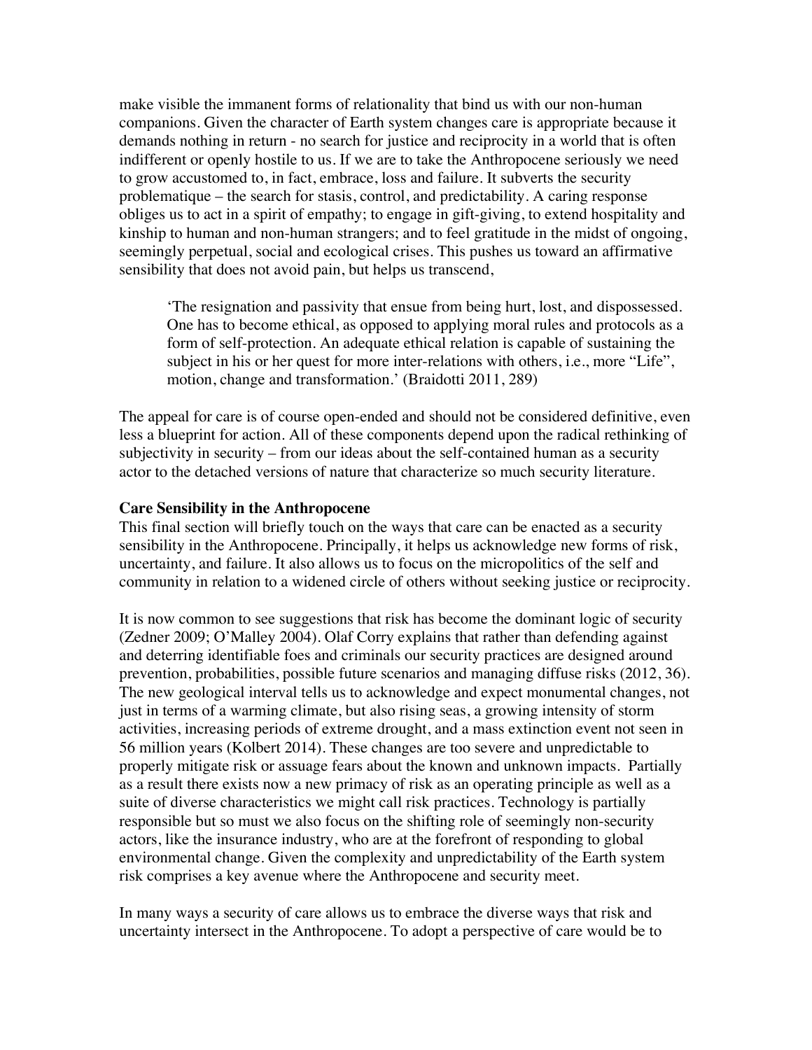make visible the immanent forms of relationality that bind us with our non-human companions. Given the character of Earth system changes care is appropriate because it demands nothing in return - no search for justice and reciprocity in a world that is often indifferent or openly hostile to us. If we are to take the Anthropocene seriously we need to grow accustomed to, in fact, embrace, loss and failure. It subverts the security problematique – the search for stasis, control, and predictability. A caring response obliges us to act in a spirit of empathy; to engage in gift-giving, to extend hospitality and kinship to human and non-human strangers; and to feel gratitude in the midst of ongoing, seemingly perpetual, social and ecological crises. This pushes us toward an affirmative sensibility that does not avoid pain, but helps us transcend,

> 'The resignation and passivity that ensue from being hurt, lost, and dispossessed. One has to become ethical, as opposed to applying moral rules and protocols as a form of self-protection. An adequate ethical relation is capable of sustaining the subject in his or her quest for more inter-relations with others, i.e., more "Life", motion, change and transformation.' (Braidotti 2011, 289)

The appeal for care is of course open-ended and should not be considered definitive, even less a blueprint for action. All of these components depend upon the radical rethinking of subjectivity in security – from our ideas about the self-contained human as a security actor to the detached versions of nature that characterize so much security literature.

**Care Sensibility in the Anthropocene**

This final section will briefly touch on the ways that care can be enacted as a security sensibility in the Anthropocene. Principally, it helps us acknowledge new forms of risk, uncertainty, and failure. It also allows us to focus on the micropolitics of the self and community in relation to a widened circle of others without seeking justice or reciprocity.

It is now common to see suggestions that risk has become the dominant logic of security (Zedner 2009; O'Malley 2004). Olaf Corry explains that rather than defending against and deterring identifiable foes and criminals our security practices are designed around prevention, probabilities, possible future scenarios and managing diffuse risks (2012, 36). The new geological interval tells us to acknowledge and expect monumental changes, not just in terms of a warming climate, but also rising seas, a growing intensity of storm activities, increasing periods of extreme drought, and a mass extinction event not seen in 56 million years (Kolbert 2014). These changes are too severe and unpredictable to properly mitigate risk or assuage fears about the known and unknown impacts. Partially as a result there exists now a new primacy of risk as an operating principle as well as a suite of diverse characteristics we might call risk practices. Technology is partially responsible but so must we also focus on the shifting role of seemingly non-security actors, like the insurance industry, who are at the forefront of responding to global environmental change. Given the complexity and unpredictability of the Earth system risk comprises a key avenue where the Anthropocene and security meet.

In many ways a security of care allows us to embrace the diverse ways that risk and uncertainty intersect in the Anthropocene. To adopt a perspective of care would be to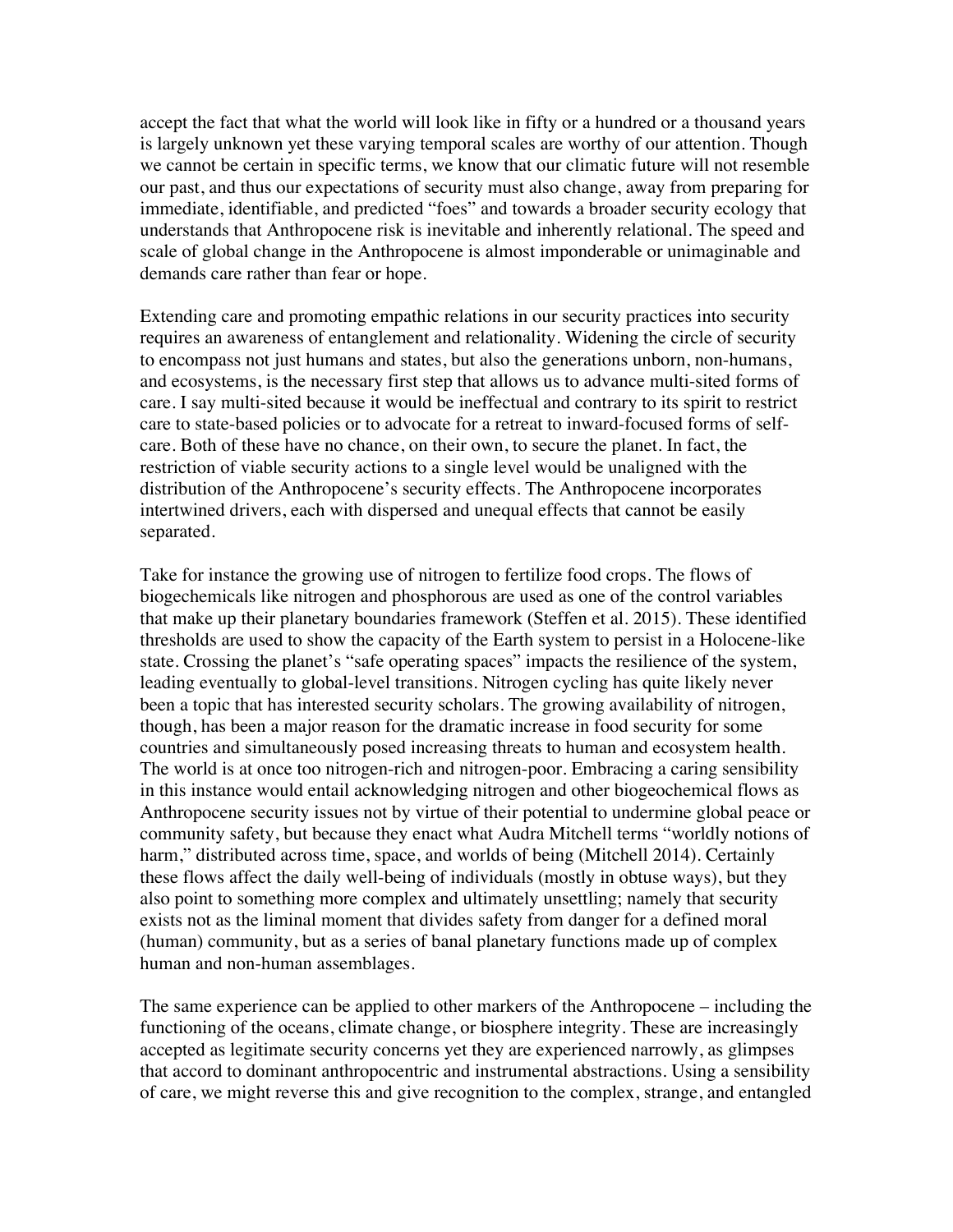accept the fact that what the world will look like in fifty or a hundred or a thousand years is largely unknown yet these varying temporal scales are worthy of our attention. Though we cannot be certain in specific terms, we know that our climatic future will not resemble our past, and thus our expectations of security must also change, away from preparing for immediate, identifiable, and predicted "foes" and towards a broader security ecology that understands that Anthropocene risk is inevitable and inherently relational. The speed and scale of global change in the Anthropocene is almost imponderable or unimaginable and demands care rather than fear or hope.

Extending care and promoting empathic relations in our security practices into security requires an awareness of entanglement and relationality. Widening the circle of security to encompass not just humans and states, but also the generations unborn, non-humans, and ecosystems, is the necessary first step that allows us to advance multi-sited forms of care. I say multi-sited because it would be ineffectual and contrary to its spirit to restrict care to state-based policies or to advocate for a retreat to inward-focused forms of self-care. Both of these have no chance, on their own, to secure the planet. In fact, the restriction of viable security actions to a single level would be unaligned with the distribution of the Anthropocene's security effects. The Anthropocene incorporates intertwined drivers, each with dispersed and unequal effects that cannot be easily separated.

Take for instance the growing use of nitrogen to fertilize food crops. The flows of biogechemicals like nitrogen and phosphorous are used as one of the control variables that make up their planetary boundaries framework (Steffen et al. 2015). These identified thresholds are used to show the capacity of the Earth system to persist in a Holocene-like state. Crossing the planet's "safe operating spaces" impacts the resilience of the system, leading eventually to global-level transitions. Nitrogen cycling has quite likely never been a topic that has interested security scholars. The growing availability of nitrogen, though, has been a major reason for the dramatic increase in food security for some countries and simultaneously posed increasing threats to human and ecosystem health. The world is at once too nitrogen-rich and nitrogen-poor. Embracing a caring sensibility in this instance would entail acknowledging nitrogen and other biogeochemical flows as Anthropocene security issues not by virtue of their potential to undermine global peace or community safety, but because they enact what Audra Mitchell terms "worldly notions of harm," distributed across time, space, and worlds of being (Mitchell 2014). Certainly these flows affect the daily well-being of individuals (mostly in obtuse ways), but they also point to something more complex and ultimately unsettling; namely that security exists not as the liminal moment that divides safety from danger for a defined moral (human) community, but as a series of banal planetary functions made up of complex human and non-human assemblages.

The same experience can be applied to other markers of the Anthropocene – including the functioning of the oceans, climate change, or biosphere integrity. These are increasingly accepted as legitimate security concerns yet they are experienced narrowly, as glimpses that accord to dominant anthropocentric and instrumental abstractions. Using a sensibility of care, we might reverse this and give recognition to the complex, strange, and entangled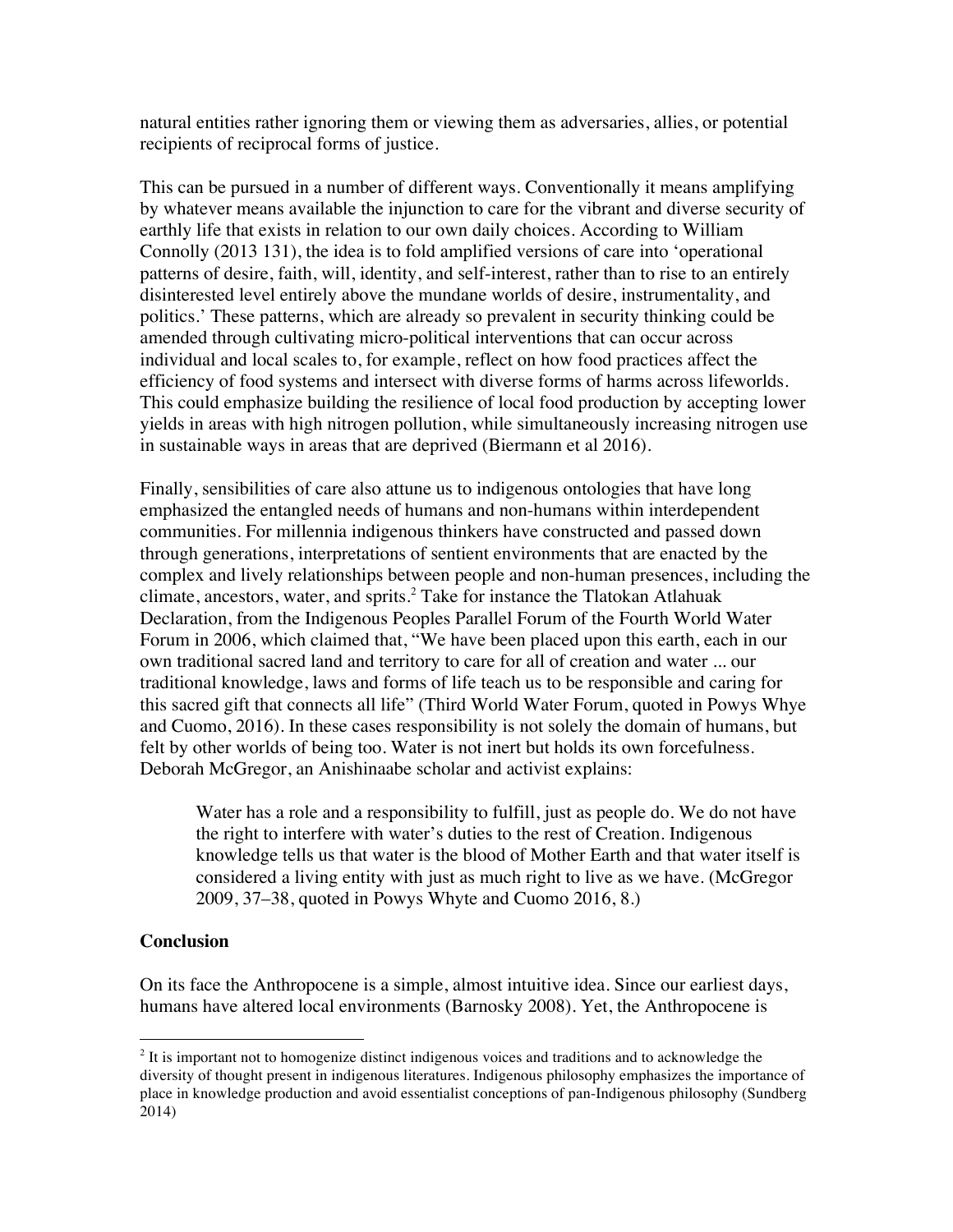natural entities rather ignoring them or viewing them as adversaries, allies, or potential recipients of reciprocal forms of justice.

This can be pursued in a number of different ways. Conventionally it means amplifying by whatever means available the injunction to care for the vibrant and diverse security of earthly life that exists in relation to our own daily choices. According to William Connolly (2013 131), the idea is to fold amplified versions of care into 'operational patterns of desire, faith, will, identity, and self-interest, rather than to rise to an entirely disinterested level entirely above the mundane worlds of desire, instrumentality, and politics.' These patterns, which are already so prevalent in security thinking could be amended through cultivating micro-political interventions that can occur across individual and local scales to, for example, reflect on how food practices affect the efficiency of food systems and intersect with diverse forms of harms across lifeworlds. This could emphasize building the resilience of local food production by accepting lower yields in areas with high nitrogen pollution, while simultaneously increasing nitrogen use in sustainable ways in areas that are deprived (Biermann et al 2016).

Finally, sensibilities of care also attune us to indigenous ontologies that have long emphasized the entangled needs of humans and non-humans within interdependent communities. For millennia indigenous thinkers have constructed and passed down through generations, interpretations of sentient environments that are enacted by the complex and lively relationships between people and non-human presences, including the climate, ancestors, water, and sprits.[2] Take for instance the Tlatokan Atlahuak Declaration, from the Indigenous Peoples Parallel Forum of the Fourth World Water Forum in 2006, which claimed that, "We have been placed upon this earth, each in our own traditional sacred land and territory to care for all of creation and water ... our traditional knowledge, laws and forms of life teach us to be responsible and caring for this sacred gift that connects all life" (Third World Water Forum, quoted in Powys Whye and Cuomo, 2016). In these cases responsibility is not solely the domain of humans, but felt by other worlds of being too. Water is not inert but holds its own forcefulness. Deborah McGregor, an Anishinaabe scholar and activist explains:

> Water has a role and a responsibility to fulfill, just as people do. We do not have the right to interfere with water's duties to the rest of Creation. Indigenous knowledge tells us that water is the blood of Mother Earth and that water itself is considered a living entity with just as much right to live as we have. (McGregor 2009, 37–38, quoted in Powys Whyte and Cuomo 2016, 8.)

## Conclusion

On its face the Anthropocene is a simple, almost intuitive idea. Since our earliest days, humans have altered local environments (Barnosky 2008). Yet, the Anthropocene is

---

[2] It is important not to homogenize distinct indigenous voices and traditions and to acknowledge the diversity of thought present in indigenous literatures. Indigenous philosophy emphasizes the importance of place in knowledge production and avoid essentialist conceptions of pan-Indigenous philosophy (Sundberg 2014)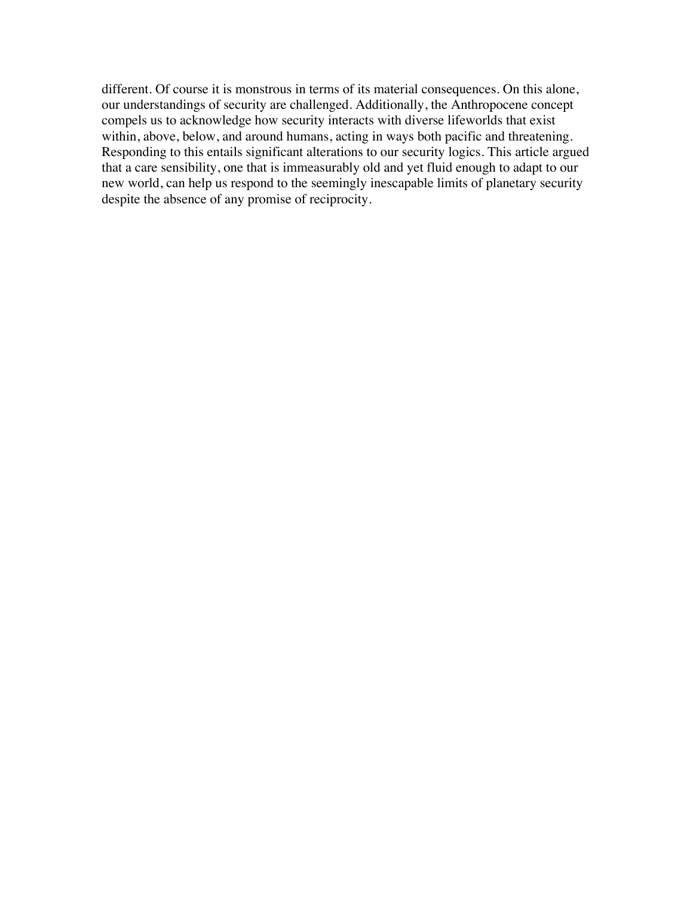different. Of course it is monstrous in terms of its material consequences. On this alone, our understandings of security are challenged. Additionally, the Anthropocene concept compels us to acknowledge how security interacts with diverse lifeworlds that exist within, above, below, and around humans, acting in ways both pacific and threatening. Responding to this entails significant alterations to our security logics. This article argued that a care sensibility, one that is immeasurably old and yet fluid enough to adapt to our new world, can help us respond to the seemingly inescapable limits of planetary security despite the absence of any promise of reciprocity.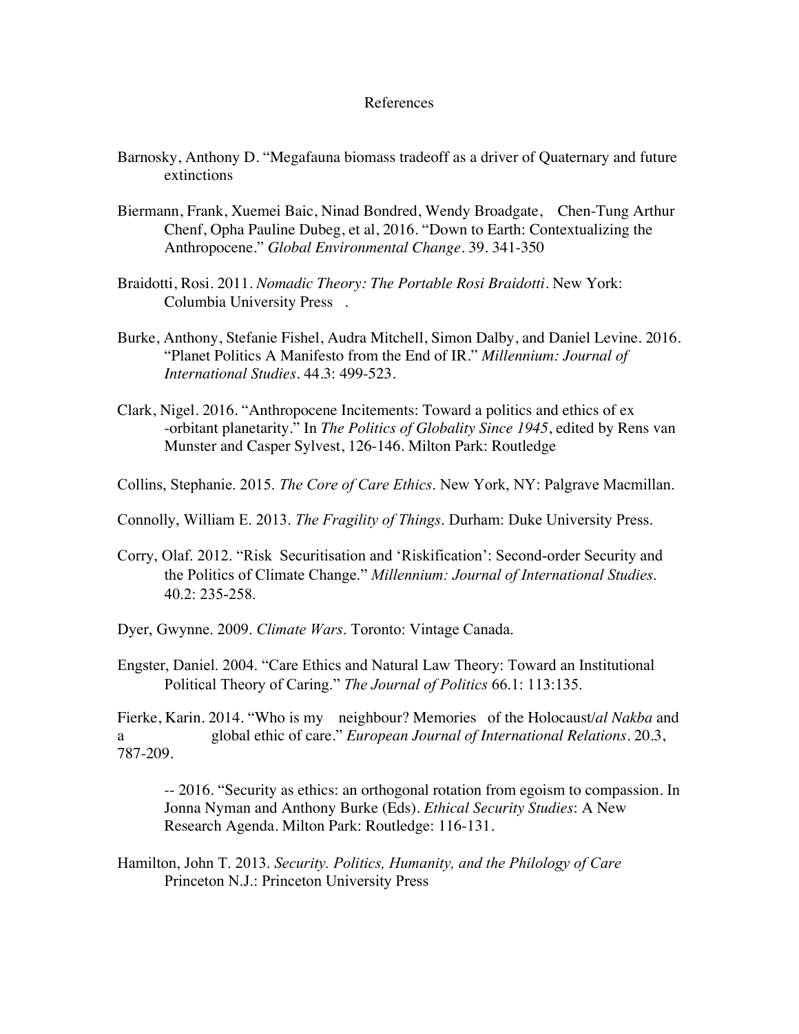# References

Barnosky, Anthony D. "Megafauna biomass tradeoff as a driver of Quaternary and future extinctions

Biermann, Frank, Xuemei Baic, Ninad Bondred, Wendy Broadgate, Chen-Tung Arthur Chenf, Opha Pauline Dubeg, et al, 2016. "Down to Earth: Contextualizing the Anthropocene." *Global Environmental Change*. 39. 341-350

Braidotti, Rosi. 2011. *Nomadic Theory: The Portable Rosi Braidotti*. New York: Columbia University Press .

Burke, Anthony, Stefanie Fishel, Audra Mitchell, Simon Dalby, and Daniel Levine. 2016. "Planet Politics A Manifesto from the End of IR." *Millennium: Journal of International Studies*. 44.3: 499-523.

Clark, Nigel. 2016. "Anthropocene Incitements: Toward a politics and ethics of ex -orbitant planetarity." In *The Politics of Globality Since 1945*, edited by Rens van Munster and Casper Sylvest, 126-146. Milton Park: Routledge

Collins, Stephanie. 2015. *The Core of Care Ethics*. New York, NY: Palgrave Macmillan.

Connolly, William E. 2013. *The Fragility of Things*. Durham: Duke University Press.

Corry, Olaf. 2012. "Risk Securitisation and 'Riskification': Second-order Security and the Politics of Climate Change." *Millennium: Journal of International Studies*. 40.2: 235-258.

Dyer, Gwynne. 2009. *Climate Wars*. Toronto: Vintage Canada.

Engster, Daniel. 2004. "Care Ethics and Natural Law Theory: Toward an Institutional Political Theory of Caring." *The Journal of Politics* 66.1: 113:135.

Fierke, Karin. 2014. "Who is my neighbour? Memories of the Holocaust/*al Nakba* and a global ethic of care." *European Journal of International Relations*. 20.3, 787-209.

-- 2016. "Security as ethics: an orthogonal rotation from egoism to compassion. In Jonna Nyman and Anthony Burke (Eds). *Ethical Security Studies*: A New Research Agenda. Milton Park: Routledge: 116-131.

Hamilton, John T. 2013. *Security. Politics, Humanity, and the Philology of Care* Princeton N.J.: Princeton University Press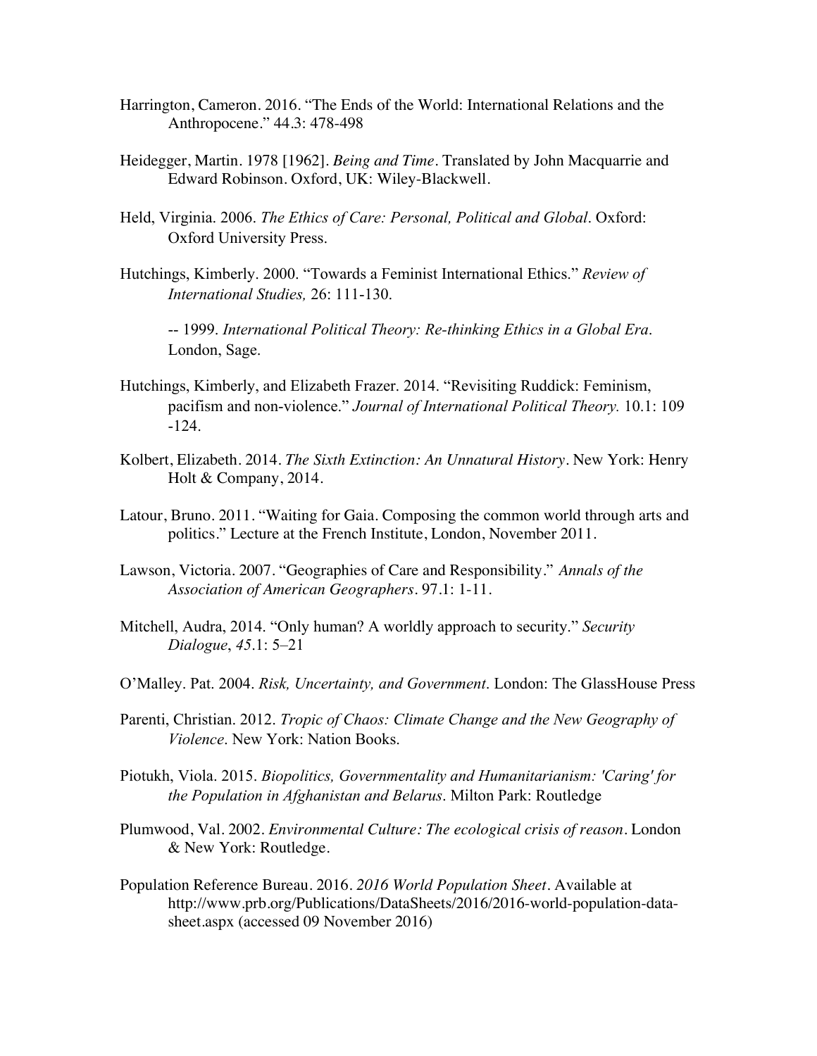Harrington, Cameron. 2016. "The Ends of the World: International Relations and the Anthropocene." 44.3: 478-498

Heidegger, Martin. 1978 [1962]. *Being and Time*. Translated by John Macquarrie and Edward Robinson. Oxford, UK: Wiley-Blackwell.

Held, Virginia. 2006. *The Ethics of Care: Personal, Political and Global*. Oxford: Oxford University Press.

Hutchings, Kimberly. 2000. "Towards a Feminist International Ethics." *Review of International Studies,* 26: 111-130.

-- 1999. *International Political Theory: Re-thinking Ethics in a Global Era*. London, Sage.

Hutchings, Kimberly, and Elizabeth Frazer. 2014. "Revisiting Ruddick: Feminism, pacifism and non-violence." *Journal of International Political Theory.* 10.1: 109 -124.

Kolbert, Elizabeth. 2014. *The Sixth Extinction: An Unnatural History*. New York: Henry Holt & Company, 2014.

Latour, Bruno. 2011. "Waiting for Gaia. Composing the common world through arts and politics." Lecture at the French Institute, London, November 2011.

Lawson, Victoria. 2007. "Geographies of Care and Responsibility." *Annals of the Association of American Geographers*. 97.1: 1-11.

Mitchell, Audra, 2014. "Only human? A worldly approach to security." *Security Dialogue*, *45*.1: 5–21

O'Malley. Pat. 2004. *Risk, Uncertainty, and Government.* London: The GlassHouse Press

Parenti, Christian. 2012. *Tropic of Chaos: Climate Change and the New Geography of Violence*. New York: Nation Books.

Piotukh, Viola. 2015. *Biopolitics, Governmentality and Humanitarianism: 'Caring' for the Population in Afghanistan and Belarus*. Milton Park: Routledge

Plumwood, Val. 2002. *Environmental Culture: The ecological crisis of reason*. London & New York: Routledge.

Population Reference Bureau. 2016. *2016 World Population Sheet*. Available at http://www.prb.org/Publications/DataSheets/2016/2016-world-population-data-sheet.aspx (accessed 09 November 2016)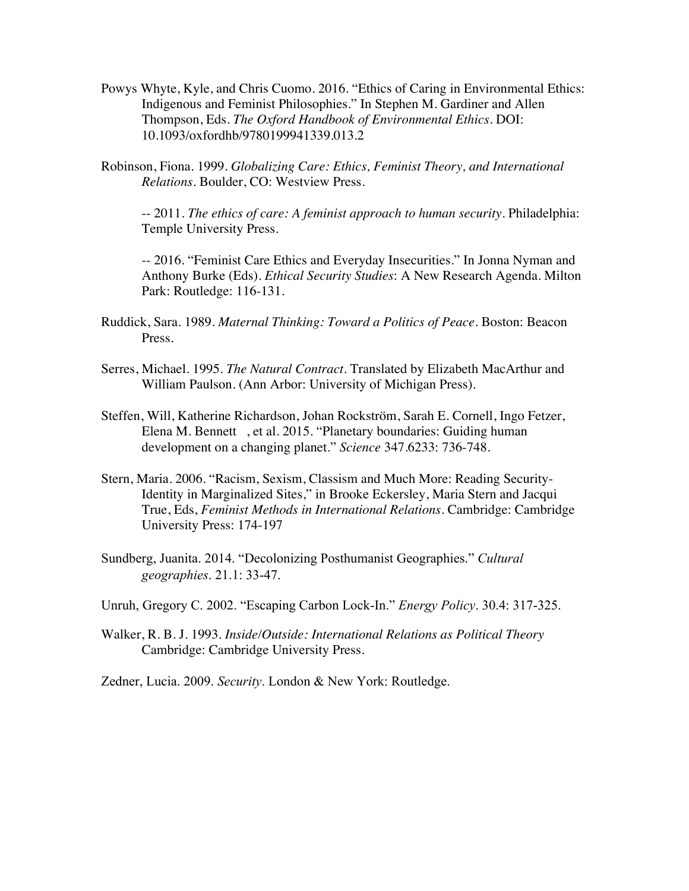Powys Whyte, Kyle, and Chris Cuomo. 2016. "Ethics of Caring in Environmental Ethics: Indigenous and Feminist Philosophies." In Stephen M. Gardiner and Allen Thompson, Eds. *The Oxford Handbook of Environmental Ethics*. DOI: 10.1093/oxfordhb/9780199941339.013.2

Robinson, Fiona. 1999. *Globalizing Care: Ethics, Feminist Theory, and International Relations*. Boulder, CO: Westview Press.

-- 2011. *The ethics of care: A feminist approach to human security*. Philadelphia: Temple University Press.

-- 2016. "Feminist Care Ethics and Everyday Insecurities." In Jonna Nyman and Anthony Burke (Eds). *Ethical Security Studies*: A New Research Agenda. Milton Park: Routledge: 116-131.

Ruddick, Sara. 1989. *Maternal Thinking: Toward a Politics of Peace*. Boston: Beacon Press.

Serres, Michael. 1995. *The Natural Contract*. Translated by Elizabeth MacArthur and William Paulson. (Ann Arbor: University of Michigan Press).

Steffen, Will, Katherine Richardson, Johan Rockström, Sarah E. Cornell, Ingo Fetzer, Elena M. Bennett , et al. 2015. "Planetary boundaries: Guiding human development on a changing planet." *Science* 347.6233: 736-748.

Stern, Maria. 2006. "Racism, Sexism, Classism and Much More: Reading Security-Identity in Marginalized Sites," in Brooke Eckersley, Maria Stern and Jacqui True, Eds, *Feminist Methods in International Relations*. Cambridge: Cambridge University Press: 174-197

Sundberg, Juanita. 2014. "Decolonizing Posthumanist Geographies." *Cultural geographies*. 21.1: 33-47.

Unruh, Gregory C. 2002. "Escaping Carbon Lock-In." *Energy Policy*. 30.4: 317-325.

Walker, R. B. J. 1993. *Inside/Outside: International Relations as Political Theory* Cambridge: Cambridge University Press.

Zedner, Lucia. 2009. *Security*. London & New York: Routledge.